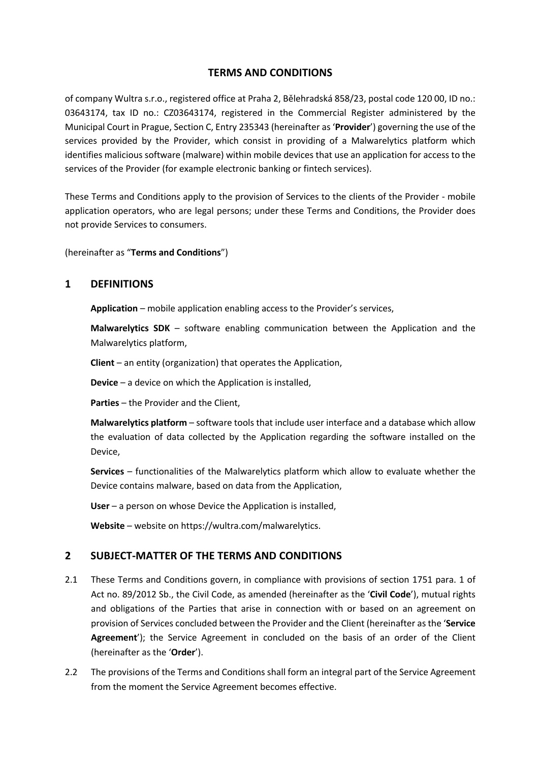# TERMS AND CONDITIONS

of company Wultra s.r.o., registered office at Praha 2, Bělehradská 858/23, postal code 120 00, ID no.: 03643174, tax ID no.: CZ03643174, registered in the Commercial Register administered by the Municipal Court in Prague, Section C, Entry 235343 (hereinafter as '**Provider**') governing the use of the services provided by the Provider, which consist in providing of a Malwarelytics platform which identifies malicious software (malware) within mobile devices that use an application for access to the services of the Provider (for example electronic banking or fintech services).

These Terms and Conditions apply to the provision of Services to the clients of the Provider - mobile application operators, who are legal persons; under these Terms and Conditions, the Provider does not provide Services to consumers.

(hereinafter as "**Terms and Conditions**")

## 1 DEFINITIONS

**Application** – mobile application enabling access to the Provider's services,

**Malwarelytics SDK** – software enabling communication between the Application and the Malwarelytics platform,

**Client** – an entity (organization) that operates the Application,

**Device** – a device on which the Application is installed,

**Parties** – the Provider and the Client,

**Malwarelytics platform** – software tools that include user interface and a database which allow the evaluation of data collected by the Application regarding the software installed on the Device,

**Services** – functionalities of the Malwarelytics platform which allow to evaluate whether the Device contains malware, based on data from the Application,

**User** – a person on whose Device the Application is installed,

**Website** – website on https://wultra.com/malwarelytics.

## 2 SUBJECT-MATTER OF THE TERMS AND CONDITIONS

2.1 These Terms and Conditions govern, in compliance with provisions of section 1751 para. 1 of Act no. 89/2012 Sb., the Civil Code, as amended (hereinafter as the '**Civil Code**'), mutual rights and obligations of the Parties that arise in connection with or based on an agreement on provision of Services concluded between the Provider and the Client (hereinafter as the '**Service Agreement**'); the Service Agreement in concluded on the basis of an order of the Client (hereinafter as the '**Order**').

2.2 The provisions of the Terms and Conditions shall form an integral part of the Service Agreement from the moment the Service Agreement becomes effective.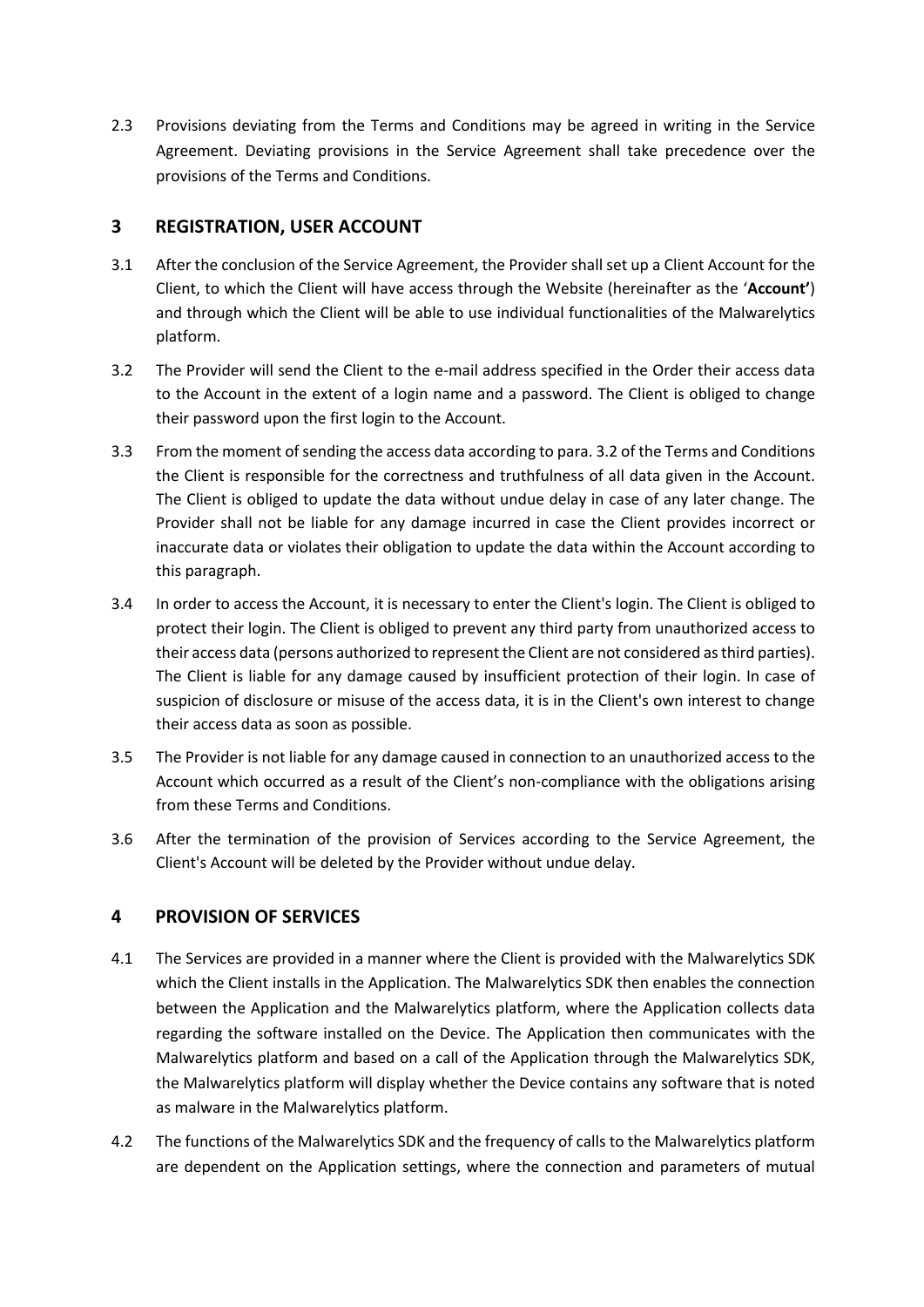2.3 Provisions deviating from the Terms and Conditions may be agreed in writing in the Service Agreement. Deviating provisions in the Service Agreement shall take precedence over the provisions of the Terms and Conditions.

## 3 REGISTRATION, USER ACCOUNT

3.1 After the conclusion of the Service Agreement, the Provider shall set up a Client Account for the Client, to which the Client will have access through the Website (hereinafter as the '**Account'**) and through which the Client will be able to use individual functionalities of the Malwarelytics platform.

3.2 The Provider will send the Client to the e-mail address specified in the Order their access data to the Account in the extent of a login name and a password. The Client is obliged to change their password upon the first login to the Account.

3.3 From the moment of sending the access data according to para. 3.2 of the Terms and Conditions the Client is responsible for the correctness and truthfulness of all data given in the Account. The Client is obliged to update the data without undue delay in case of any later change. The Provider shall not be liable for any damage incurred in case the Client provides incorrect or inaccurate data or violates their obligation to update the data within the Account according to this paragraph.

3.4 In order to access the Account, it is necessary to enter the Client's login. The Client is obliged to protect their login. The Client is obliged to prevent any third party from unauthorized access to their access data (persons authorized to represent the Client are not considered as third parties). The Client is liable for any damage caused by insufficient protection of their login. In case of suspicion of disclosure or misuse of the access data, it is in the Client's own interest to change their access data as soon as possible.

3.5 The Provider is not liable for any damage caused in connection to an unauthorized access to the Account which occurred as a result of the Client's non-compliance with the obligations arising from these Terms and Conditions.

3.6 After the termination of the provision of Services according to the Service Agreement, the Client's Account will be deleted by the Provider without undue delay.

## 4 PROVISION OF SERVICES

4.1 The Services are provided in a manner where the Client is provided with the Malwarelytics SDK which the Client installs in the Application. The Malwarelytics SDK then enables the connection between the Application and the Malwarelytics platform, where the Application collects data regarding the software installed on the Device. The Application then communicates with the Malwarelytics platform and based on a call of the Application through the Malwarelytics SDK, the Malwarelytics platform will display whether the Device contains any software that is noted as malware in the Malwarelytics platform.

4.2 The functions of the Malwarelytics SDK and the frequency of calls to the Malwarelytics platform are dependent on the Application settings, where the connection and parameters of mutual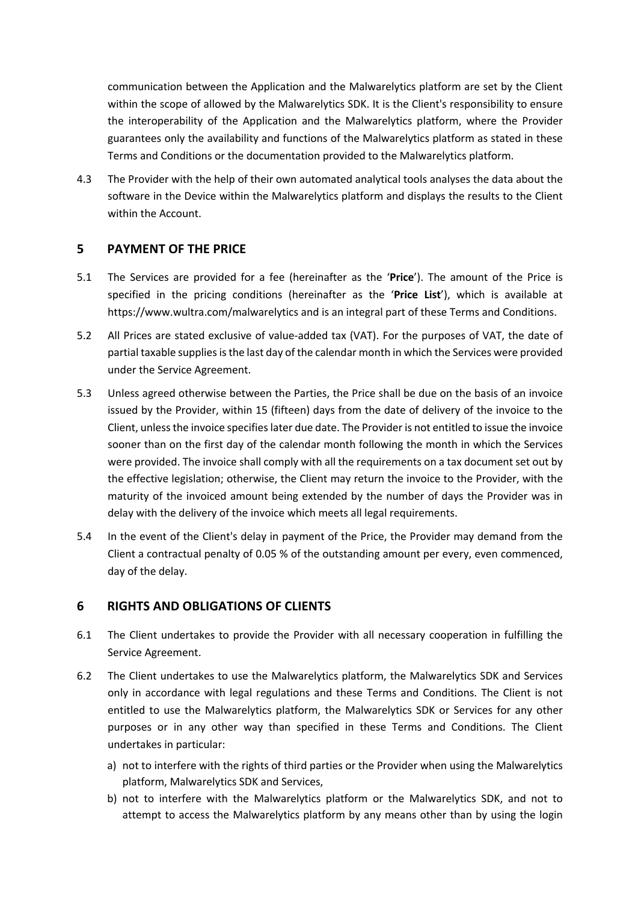communication between the Application and the Malwarelytics platform are set by the Client within the scope of allowed by the Malwarelytics SDK. It is the Client's responsibility to ensure the interoperability of the Application and the Malwarelytics platform, where the Provider guarantees only the availability and functions of the Malwarelytics platform as stated in these Terms and Conditions or the documentation provided to the Malwarelytics platform.

4.3 The Provider with the help of their own automated analytical tools analyses the data about the software in the Device within the Malwarelytics platform and displays the results to the Client within the Account.

## 5 PAYMENT OF THE PRICE

5.1 The Services are provided for a fee (hereinafter as the '**Price**'). The amount of the Price is specified in the pricing conditions (hereinafter as the '**Price List**'), which is available at https://www.wultra.com/malwarelytics and is an integral part of these Terms and Conditions.

5.2 All Prices are stated exclusive of value-added tax (VAT). For the purposes of VAT, the date of partial taxable supplies is the last day of the calendar month in which the Services were provided under the Service Agreement.

5.3 Unless agreed otherwise between the Parties, the Price shall be due on the basis of an invoice issued by the Provider, within 15 (fifteen) days from the date of delivery of the invoice to the Client, unless the invoice specifies later due date. The Provider is not entitled to issue the invoice sooner than on the first day of the calendar month following the month in which the Services were provided. The invoice shall comply with all the requirements on a tax document set out by the effective legislation; otherwise, the Client may return the invoice to the Provider, with the maturity of the invoiced amount being extended by the number of days the Provider was in delay with the delivery of the invoice which meets all legal requirements.

5.4 In the event of the Client's delay in payment of the Price, the Provider may demand from the Client a contractual penalty of 0.05 % of the outstanding amount per every, even commenced, day of the delay.

## 6 RIGHTS AND OBLIGATIONS OF CLIENTS

6.1 The Client undertakes to provide the Provider with all necessary cooperation in fulfilling the Service Agreement.

6.2 The Client undertakes to use the Malwarelytics platform, the Malwarelytics SDK and Services only in accordance with legal regulations and these Terms and Conditions. The Client is not entitled to use the Malwarelytics platform, the Malwarelytics SDK or Services for any other purposes or in any other way than specified in these Terms and Conditions. The Client undertakes in particular:

a) not to interfere with the rights of third parties or the Provider when using the Malwarelytics platform, Malwarelytics SDK and Services,

b) not to interfere with the Malwarelytics platform or the Malwarelytics SDK, and not to attempt to access the Malwarelytics platform by any means other than by using the login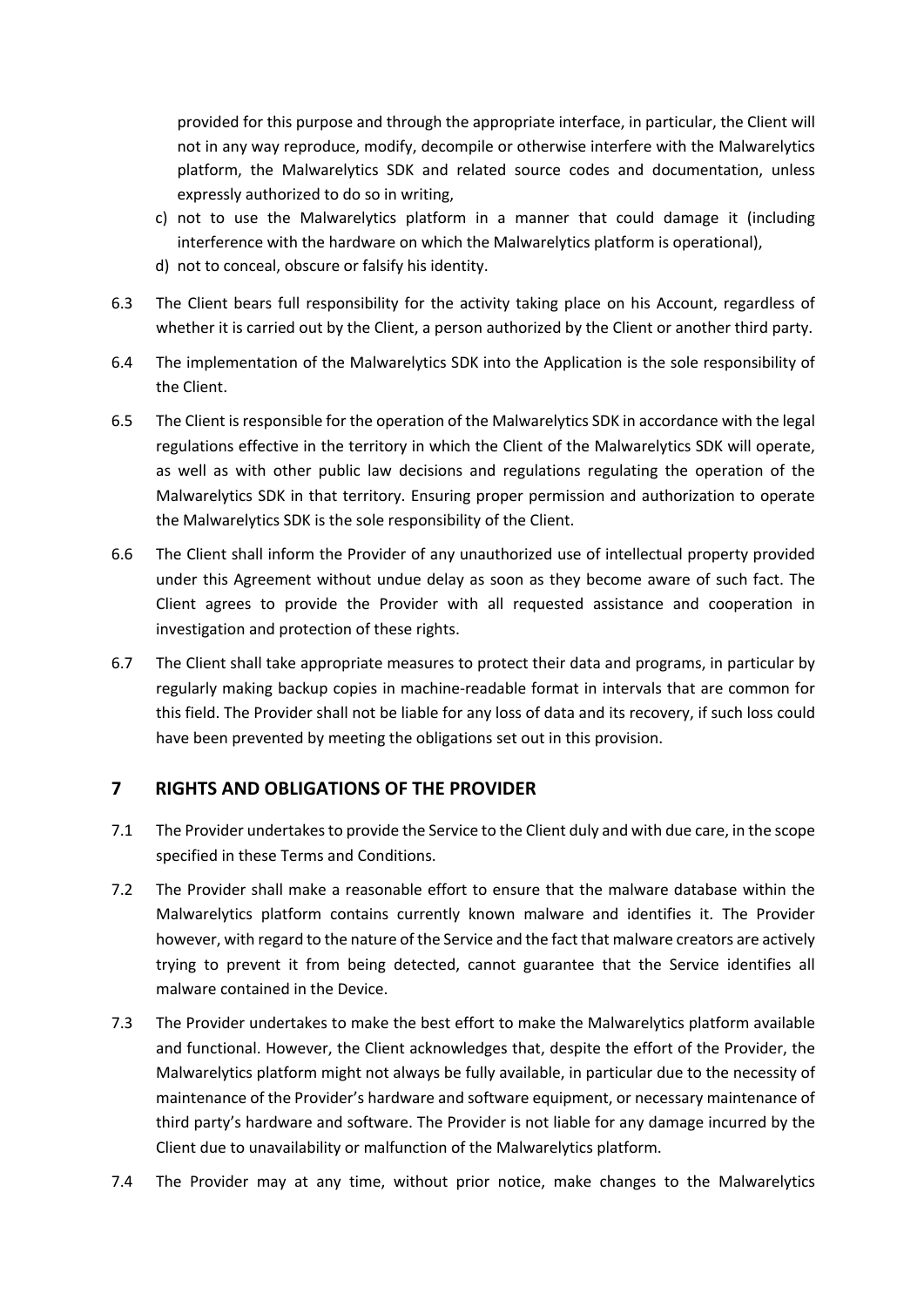provided for this purpose and through the appropriate interface, in particular, the Client will not in any way reproduce, modify, decompile or otherwise interfere with the Malwarelytics platform, the Malwarelytics SDK and related source codes and documentation, unless expressly authorized to do so in writing,

c) not to use the Malwarelytics platform in a manner that could damage it (including interference with the hardware on which the Malwarelytics platform is operational),
d) not to conceal, obscure or falsify his identity.

6.3 The Client bears full responsibility for the activity taking place on his Account, regardless of whether it is carried out by the Client, a person authorized by the Client or another third party.

6.4 The implementation of the Malwarelytics SDK into the Application is the sole responsibility of the Client.

6.5 The Client is responsible for the operation of the Malwarelytics SDK in accordance with the legal regulations effective in the territory in which the Client of the Malwarelytics SDK will operate, as well as with other public law decisions and regulations regulating the operation of the Malwarelytics SDK in that territory. Ensuring proper permission and authorization to operate the Malwarelytics SDK is the sole responsibility of the Client.

6.6 The Client shall inform the Provider of any unauthorized use of intellectual property provided under this Agreement without undue delay as soon as they become aware of such fact. The Client agrees to provide the Provider with all requested assistance and cooperation in investigation and protection of these rights.

6.7 The Client shall take appropriate measures to protect their data and programs, in particular by regularly making backup copies in machine-readable format in intervals that are common for this field. The Provider shall not be liable for any loss of data and its recovery, if such loss could have been prevented by meeting the obligations set out in this provision.

## 7 RIGHTS AND OBLIGATIONS OF THE PROVIDER

7.1 The Provider undertakes to provide the Service to the Client duly and with due care, in the scope specified in these Terms and Conditions.

7.2 The Provider shall make a reasonable effort to ensure that the malware database within the Malwarelytics platform contains currently known malware and identifies it. The Provider however, with regard to the nature of the Service and the fact that malware creators are actively trying to prevent it from being detected, cannot guarantee that the Service identifies all malware contained in the Device.

7.3 The Provider undertakes to make the best effort to make the Malwarelytics platform available and functional. However, the Client acknowledges that, despite the effort of the Provider, the Malwarelytics platform might not always be fully available, in particular due to the necessity of maintenance of the Provider's hardware and software equipment, or necessary maintenance of third party's hardware and software. The Provider is not liable for any damage incurred by the Client due to unavailability or malfunction of the Malwarelytics platform.

7.4 The Provider may at any time, without prior notice, make changes to the Malwarelytics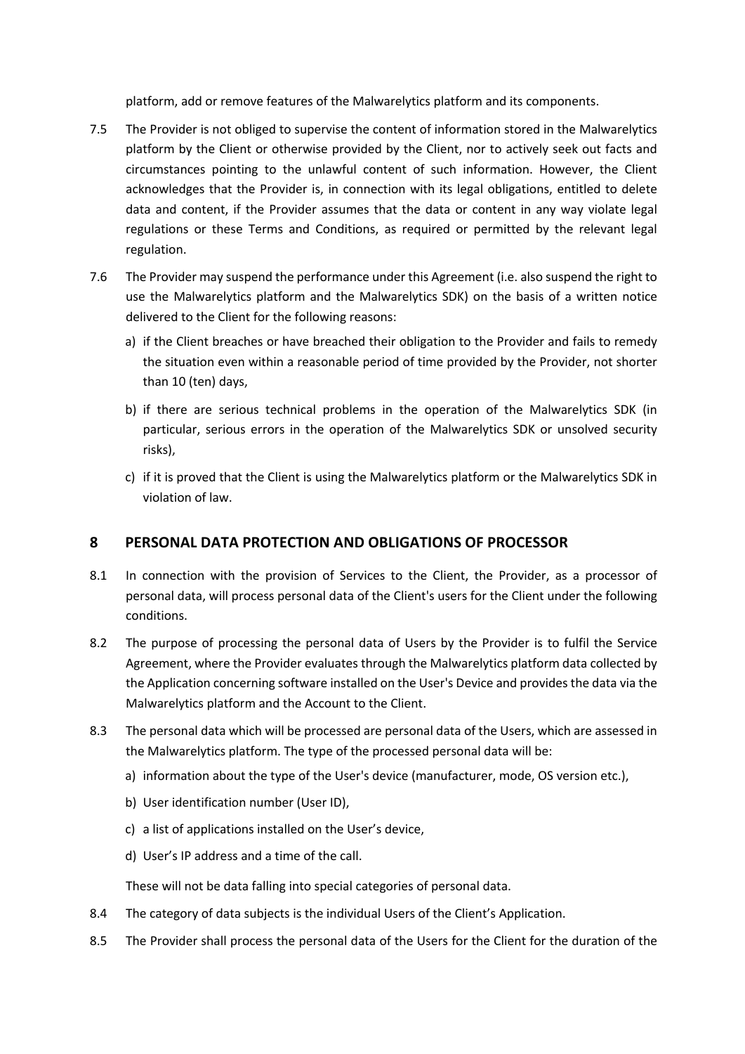platform, add or remove features of the Malwarelytics platform and its components.

7.5 The Provider is not obliged to supervise the content of information stored in the Malwarelytics platform by the Client or otherwise provided by the Client, nor to actively seek out facts and circumstances pointing to the unlawful content of such information. However, the Client acknowledges that the Provider is, in connection with its legal obligations, entitled to delete data and content, if the Provider assumes that the data or content in any way violate legal regulations or these Terms and Conditions, as required or permitted by the relevant legal regulation.

7.6 The Provider may suspend the performance under this Agreement (i.e. also suspend the right to use the Malwarelytics platform and the Malwarelytics SDK) on the basis of a written notice delivered to the Client for the following reasons:

a) if the Client breaches or have breached their obligation to the Provider and fails to remedy the situation even within a reasonable period of time provided by the Provider, not shorter than 10 (ten) days,

b) if there are serious technical problems in the operation of the Malwarelytics SDK (in particular, serious errors in the operation of the Malwarelytics SDK or unsolved security risks),

c) if it is proved that the Client is using the Malwarelytics platform or the Malwarelytics SDK in violation of law.

## 8 PERSONAL DATA PROTECTION AND OBLIGATIONS OF PROCESSOR

8.1 In connection with the provision of Services to the Client, the Provider, as a processor of personal data, will process personal data of the Client's users for the Client under the following conditions.

8.2 The purpose of processing the personal data of Users by the Provider is to fulfil the Service Agreement, where the Provider evaluates through the Malwarelytics platform data collected by the Application concerning software installed on the User's Device and provides the data via the Malwarelytics platform and the Account to the Client.

8.3 The personal data which will be processed are personal data of the Users, which are assessed in the Malwarelytics platform. The type of the processed personal data will be:

a) information about the type of the User's device (manufacturer, mode, OS version etc.),

b) User identification number (User ID),

c) a list of applications installed on the User's device,

d) User's IP address and a time of the call.

These will not be data falling into special categories of personal data.

8.4 The category of data subjects is the individual Users of the Client's Application.

8.5 The Provider shall process the personal data of the Users for the Client for the duration of the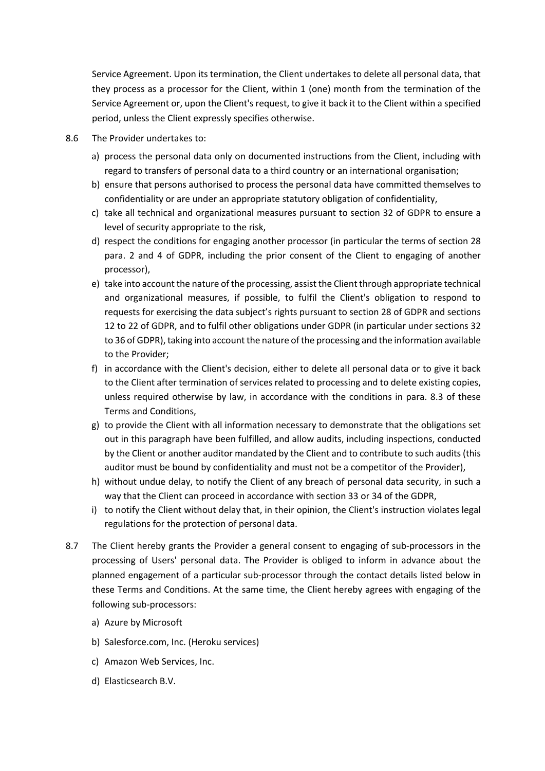Service Agreement. Upon its termination, the Client undertakes to delete all personal data, that they process as a processor for the Client, within 1 (one) month from the termination of the Service Agreement or, upon the Client's request, to give it back it to the Client within a specified period, unless the Client expressly specifies otherwise.

8.6 The Provider undertakes to:

a) process the personal data only on documented instructions from the Client, including with regard to transfers of personal data to a third country or an international organisation;
b) ensure that persons authorised to process the personal data have committed themselves to confidentiality or are under an appropriate statutory obligation of confidentiality,
c) take all technical and organizational measures pursuant to section 32 of GDPR to ensure a level of security appropriate to the risk,
d) respect the conditions for engaging another processor (in particular the terms of section 28 para. 2 and 4 of GDPR, including the prior consent of the Client to engaging of another processor),
e) take into account the nature of the processing, assist the Client through appropriate technical and organizational measures, if possible, to fulfil the Client's obligation to respond to requests for exercising the data subject's rights pursuant to section 28 of GDPR and sections 12 to 22 of GDPR, and to fulfil other obligations under GDPR (in particular under sections 32 to 36 of GDPR), taking into account the nature of the processing and the information available to the Provider;
f) in accordance with the Client's decision, either to delete all personal data or to give it back to the Client after termination of services related to processing and to delete existing copies, unless required otherwise by law, in accordance with the conditions in para. 8.3 of these Terms and Conditions,
g) to provide the Client with all information necessary to demonstrate that the obligations set out in this paragraph have been fulfilled, and allow audits, including inspections, conducted by the Client or another auditor mandated by the Client and to contribute to such audits (this auditor must be bound by confidentiality and must not be a competitor of the Provider),
h) without undue delay, to notify the Client of any breach of personal data security, in such a way that the Client can proceed in accordance with section 33 or 34 of the GDPR,
i) to notify the Client without delay that, in their opinion, the Client's instruction violates legal regulations for the protection of personal data.

8.7 The Client hereby grants the Provider a general consent to engaging of sub-processors in the processing of Users' personal data. The Provider is obliged to inform in advance about the planned engagement of a particular sub-processor through the contact details listed below in these Terms and Conditions. At the same time, the Client hereby agrees with engaging of the following sub-processors:

a) Azure by Microsoft
b) Salesforce.com, Inc. (Heroku services)
c) Amazon Web Services, Inc.
d) Elasticsearch B.V.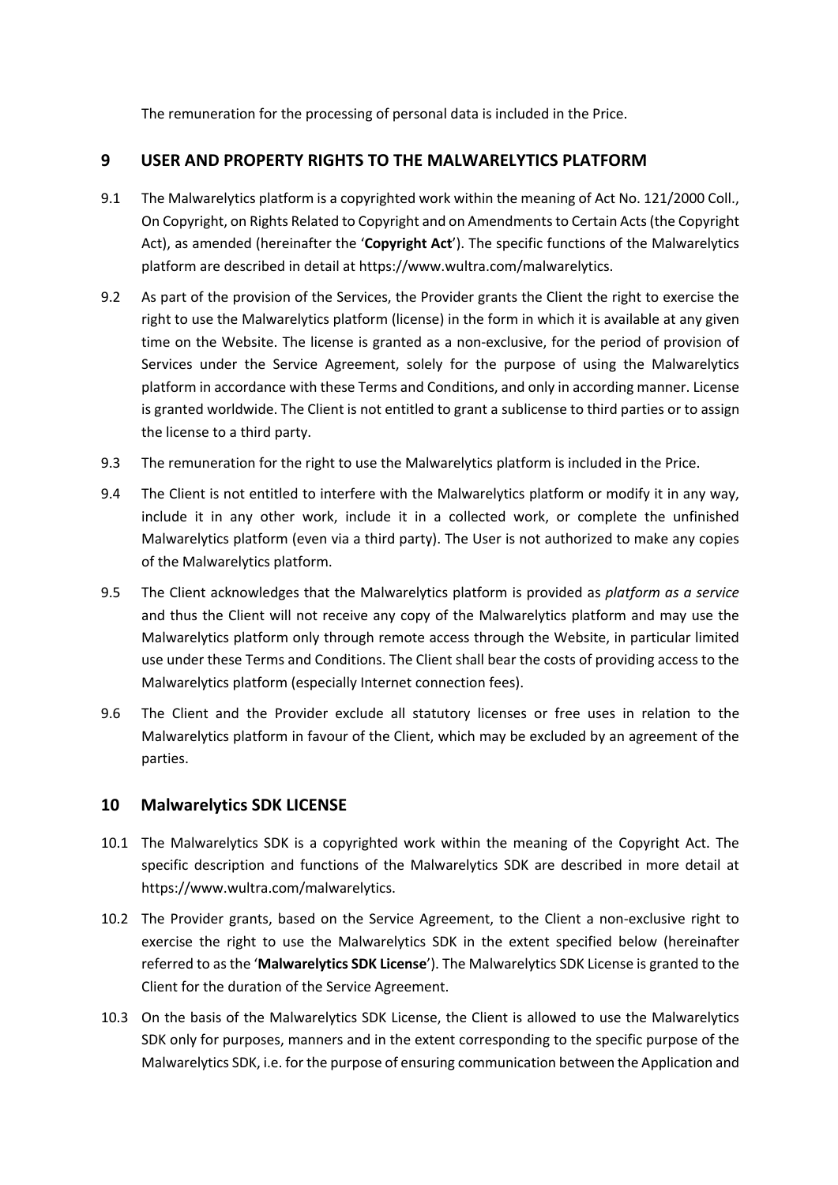The remuneration for the processing of personal data is included in the Price.

## 9 USER AND PROPERTY RIGHTS TO THE MALWARELYTICS PLATFORM

9.1 The Malwarelytics platform is a copyrighted work within the meaning of Act No. 121/2000 Coll., On Copyright, on Rights Related to Copyright and on Amendments to Certain Acts (the Copyright Act), as amended (hereinafter the '**Copyright Act**'). The specific functions of the Malwarelytics platform are described in detail at https://www.wultra.com/malwarelytics.

9.2 As part of the provision of the Services, the Provider grants the Client the right to exercise the right to use the Malwarelytics platform (license) in the form in which it is available at any given time on the Website. The license is granted as a non-exclusive, for the period of provision of Services under the Service Agreement, solely for the purpose of using the Malwarelytics platform in accordance with these Terms and Conditions, and only in according manner. License is granted worldwide. The Client is not entitled to grant a sublicense to third parties or to assign the license to a third party.

9.3 The remuneration for the right to use the Malwarelytics platform is included in the Price.

9.4 The Client is not entitled to interfere with the Malwarelytics platform or modify it in any way, include it in any other work, include it in a collected work, or complete the unfinished Malwarelytics platform (even via a third party). The User is not authorized to make any copies of the Malwarelytics platform.

9.5 The Client acknowledges that the Malwarelytics platform is provided as *platform as a service* and thus the Client will not receive any copy of the Malwarelytics platform and may use the Malwarelytics platform only through remote access through the Website, in particular limited use under these Terms and Conditions. The Client shall bear the costs of providing access to the Malwarelytics platform (especially Internet connection fees).

9.6 The Client and the Provider exclude all statutory licenses or free uses in relation to the Malwarelytics platform in favour of the Client, which may be excluded by an agreement of the parties.

## 10 Malwarelytics SDK LICENSE

10.1 The Malwarelytics SDK is a copyrighted work within the meaning of the Copyright Act. The specific description and functions of the Malwarelytics SDK are described in more detail at https://www.wultra.com/malwarelytics.

10.2 The Provider grants, based on the Service Agreement, to the Client a non-exclusive right to exercise the right to use the Malwarelytics SDK in the extent specified below (hereinafter referred to as the '**Malwarelytics SDK License**'). The Malwarelytics SDK License is granted to the Client for the duration of the Service Agreement.

10.3 On the basis of the Malwarelytics SDK License, the Client is allowed to use the Malwarelytics SDK only for purposes, manners and in the extent corresponding to the specific purpose of the Malwarelytics SDK, i.e. for the purpose of ensuring communication between the Application and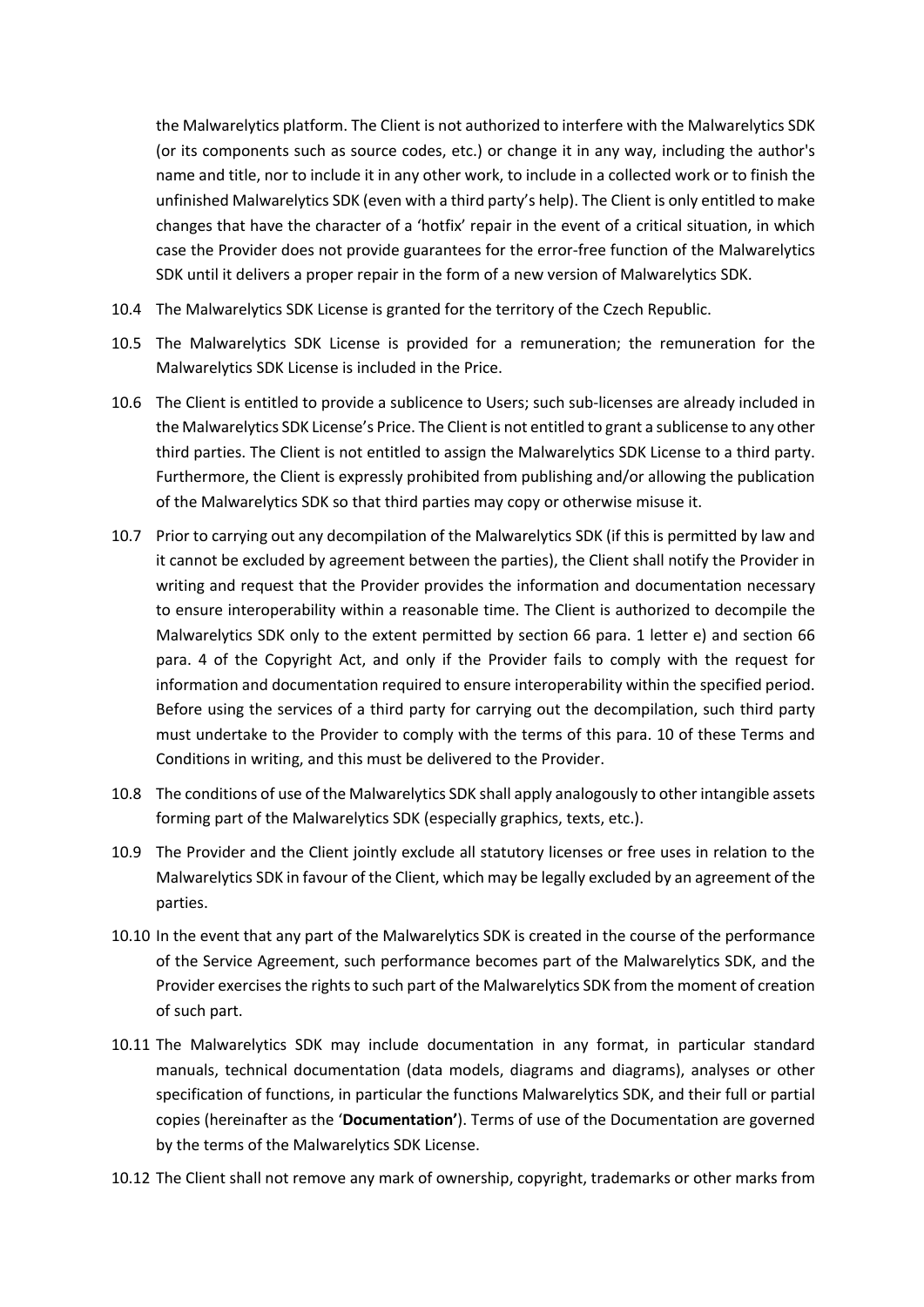the Malwarelytics platform. The Client is not authorized to interfere with the Malwarelytics SDK (or its components such as source codes, etc.) or change it in any way, including the author's name and title, nor to include it in any other work, to include in a collected work or to finish the unfinished Malwarelytics SDK (even with a third party's help). The Client is only entitled to make changes that have the character of a 'hotfix' repair in the event of a critical situation, in which case the Provider does not provide guarantees for the error-free function of the Malwarelytics SDK until it delivers a proper repair in the form of a new version of Malwarelytics SDK.

10.4 The Malwarelytics SDK License is granted for the territory of the Czech Republic.

10.5 The Malwarelytics SDK License is provided for a remuneration; the remuneration for the Malwarelytics SDK License is included in the Price.

10.6 The Client is entitled to provide a sublicence to Users; such sub-licenses are already included in the Malwarelytics SDK License's Price. The Client is not entitled to grant a sublicense to any other third parties. The Client is not entitled to assign the Malwarelytics SDK License to a third party. Furthermore, the Client is expressly prohibited from publishing and/or allowing the publication of the Malwarelytics SDK so that third parties may copy or otherwise misuse it.

10.7 Prior to carrying out any decompilation of the Malwarelytics SDK (if this is permitted by law and it cannot be excluded by agreement between the parties), the Client shall notify the Provider in writing and request that the Provider provides the information and documentation necessary to ensure interoperability within a reasonable time. The Client is authorized to decompile the Malwarelytics SDK only to the extent permitted by section 66 para. 1 letter e) and section 66 para. 4 of the Copyright Act, and only if the Provider fails to comply with the request for information and documentation required to ensure interoperability within the specified period. Before using the services of a third party for carrying out the decompilation, such third party must undertake to the Provider to comply with the terms of this para. 10 of these Terms and Conditions in writing, and this must be delivered to the Provider.

10.8 The conditions of use of the Malwarelytics SDK shall apply analogously to other intangible assets forming part of the Malwarelytics SDK (especially graphics, texts, etc.).

10.9 The Provider and the Client jointly exclude all statutory licenses or free uses in relation to the Malwarelytics SDK in favour of the Client, which may be legally excluded by an agreement of the parties.

10.10 In the event that any part of the Malwarelytics SDK is created in the course of the performance of the Service Agreement, such performance becomes part of the Malwarelytics SDK, and the Provider exercises the rights to such part of the Malwarelytics SDK from the moment of creation of such part.

10.11 The Malwarelytics SDK may include documentation in any format, in particular standard manuals, technical documentation (data models, diagrams and diagrams), analyses or other specification of functions, in particular the functions Malwarelytics SDK, and their full or partial copies (hereinafter as the '**Documentation'**). Terms of use of the Documentation are governed by the terms of the Malwarelytics SDK License.

10.12 The Client shall not remove any mark of ownership, copyright, trademarks or other marks from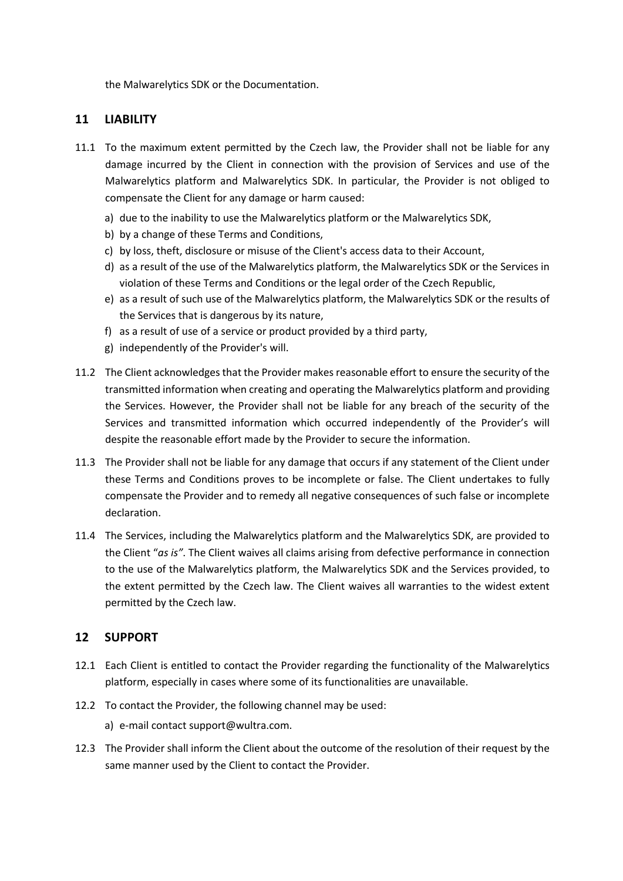the Malwarelytics SDK or the Documentation.

## 11 LIABILITY

11.1 To the maximum extent permitted by the Czech law, the Provider shall not be liable for any damage incurred by the Client in connection with the provision of Services and use of the Malwarelytics platform and Malwarelytics SDK. In particular, the Provider is not obliged to compensate the Client for any damage or harm caused:

a) due to the inability to use the Malwarelytics platform or the Malwarelytics SDK,
b) by a change of these Terms and Conditions,
c) by loss, theft, disclosure or misuse of the Client's access data to their Account,
d) as a result of the use of the Malwarelytics platform, the Malwarelytics SDK or the Services in violation of these Terms and Conditions or the legal order of the Czech Republic,
e) as a result of such use of the Malwarelytics platform, the Malwarelytics SDK or the results of the Services that is dangerous by its nature,
f) as a result of use of a service or product provided by a third party,
g) independently of the Provider's will.

11.2 The Client acknowledges that the Provider makes reasonable effort to ensure the security of the transmitted information when creating and operating the Malwarelytics platform and providing the Services. However, the Provider shall not be liable for any breach of the security of the Services and transmitted information which occurred independently of the Provider's will despite the reasonable effort made by the Provider to secure the information.

11.3 The Provider shall not be liable for any damage that occurs if any statement of the Client under these Terms and Conditions proves to be incomplete or false. The Client undertakes to fully compensate the Provider and to remedy all negative consequences of such false or incomplete declaration.

11.4 The Services, including the Malwarelytics platform and the Malwarelytics SDK, are provided to the Client "*as is"*. The Client waives all claims arising from defective performance in connection to the use of the Malwarelytics platform, the Malwarelytics SDK and the Services provided, to the extent permitted by the Czech law. The Client waives all warranties to the widest extent permitted by the Czech law.

## 12 SUPPORT

12.1 Each Client is entitled to contact the Provider regarding the functionality of the Malwarelytics platform, especially in cases where some of its functionalities are unavailable.

12.2 To contact the Provider, the following channel may be used:

a) e-mail contact support@wultra.com.

12.3 The Provider shall inform the Client about the outcome of the resolution of their request by the same manner used by the Client to contact the Provider.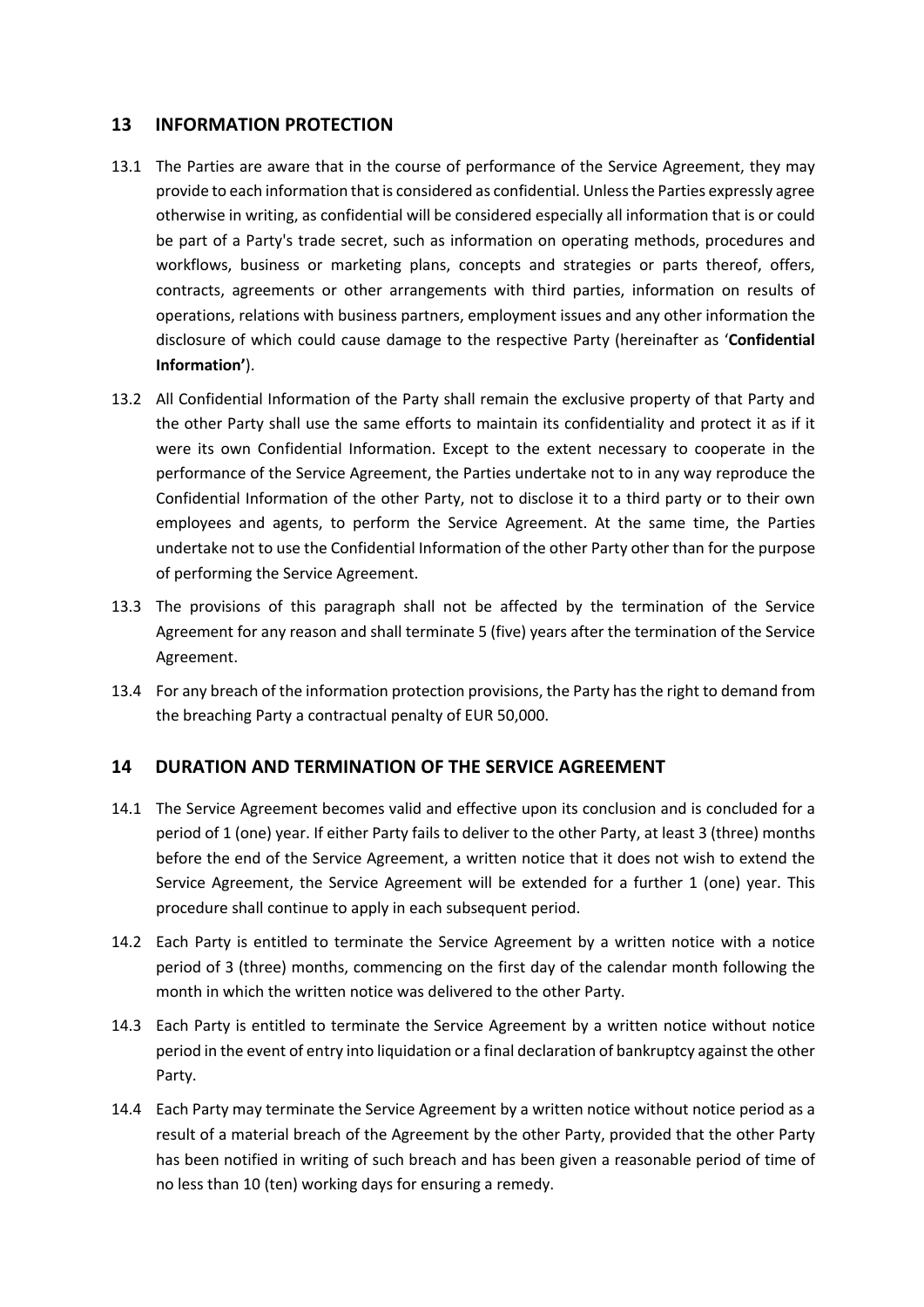## 13 INFORMATION PROTECTION

13.1 The Parties are aware that in the course of performance of the Service Agreement, they may provide to each information that is considered as confidential. Unless the Parties expressly agree otherwise in writing, as confidential will be considered especially all information that is or could be part of a Party's trade secret, such as information on operating methods, procedures and workflows, business or marketing plans, concepts and strategies or parts thereof, offers, contracts, agreements or other arrangements with third parties, information on results of operations, relations with business partners, employment issues and any other information the disclosure of which could cause damage to the respective Party (hereinafter as '**Confidential Information'**).

13.2 All Confidential Information of the Party shall remain the exclusive property of that Party and the other Party shall use the same efforts to maintain its confidentiality and protect it as if it were its own Confidential Information. Except to the extent necessary to cooperate in the performance of the Service Agreement, the Parties undertake not to in any way reproduce the Confidential Information of the other Party, not to disclose it to a third party or to their own employees and agents, to perform the Service Agreement. At the same time, the Parties undertake not to use the Confidential Information of the other Party other than for the purpose of performing the Service Agreement.

13.3 The provisions of this paragraph shall not be affected by the termination of the Service Agreement for any reason and shall terminate 5 (five) years after the termination of the Service Agreement.

13.4 For any breach of the information protection provisions, the Party has the right to demand from the breaching Party a contractual penalty of EUR 50,000.

## 14 DURATION AND TERMINATION OF THE SERVICE AGREEMENT

14.1 The Service Agreement becomes valid and effective upon its conclusion and is concluded for a period of 1 (one) year. If either Party fails to deliver to the other Party, at least 3 (three) months before the end of the Service Agreement, a written notice that it does not wish to extend the Service Agreement, the Service Agreement will be extended for a further 1 (one) year. This procedure shall continue to apply in each subsequent period.

14.2 Each Party is entitled to terminate the Service Agreement by a written notice with a notice period of 3 (three) months, commencing on the first day of the calendar month following the month in which the written notice was delivered to the other Party.

14.3 Each Party is entitled to terminate the Service Agreement by a written notice without notice period in the event of entry into liquidation or a final declaration of bankruptcy against the other Party.

14.4 Each Party may terminate the Service Agreement by a written notice without notice period as a result of a material breach of the Agreement by the other Party, provided that the other Party has been notified in writing of such breach and has been given a reasonable period of time of no less than 10 (ten) working days for ensuring a remedy.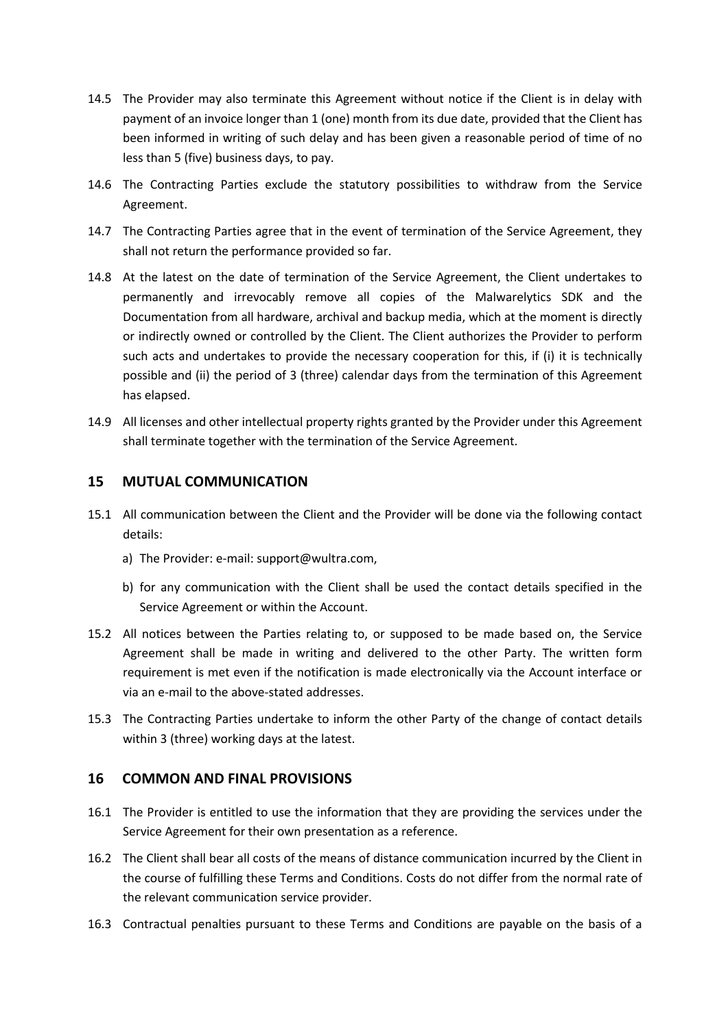14.5 The Provider may also terminate this Agreement without notice if the Client is in delay with payment of an invoice longer than 1 (one) month from its due date, provided that the Client has been informed in writing of such delay and has been given a reasonable period of time of no less than 5 (five) business days, to pay.

14.6 The Contracting Parties exclude the statutory possibilities to withdraw from the Service Agreement.

14.7 The Contracting Parties agree that in the event of termination of the Service Agreement, they shall not return the performance provided so far.

14.8 At the latest on the date of termination of the Service Agreement, the Client undertakes to permanently and irrevocably remove all copies of the Malwarelytics SDK and the Documentation from all hardware, archival and backup media, which at the moment is directly or indirectly owned or controlled by the Client. The Client authorizes the Provider to perform such acts and undertakes to provide the necessary cooperation for this, if (i) it is technically possible and (ii) the period of 3 (three) calendar days from the termination of this Agreement has elapsed.

14.9 All licenses and other intellectual property rights granted by the Provider under this Agreement shall terminate together with the termination of the Service Agreement.

## 15 MUTUAL COMMUNICATION

15.1 All communication between the Client and the Provider will be done via the following contact details:

a) The Provider: e-mail: support@wultra.com,

b) for any communication with the Client shall be used the contact details specified in the Service Agreement or within the Account.

15.2 All notices between the Parties relating to, or supposed to be made based on, the Service Agreement shall be made in writing and delivered to the other Party. The written form requirement is met even if the notification is made electronically via the Account interface or via an e-mail to the above-stated addresses.

15.3 The Contracting Parties undertake to inform the other Party of the change of contact details within 3 (three) working days at the latest.

## 16 COMMON AND FINAL PROVISIONS

16.1 The Provider is entitled to use the information that they are providing the services under the Service Agreement for their own presentation as a reference.

16.2 The Client shall bear all costs of the means of distance communication incurred by the Client in the course of fulfilling these Terms and Conditions. Costs do not differ from the normal rate of the relevant communication service provider.

16.3 Contractual penalties pursuant to these Terms and Conditions are payable on the basis of a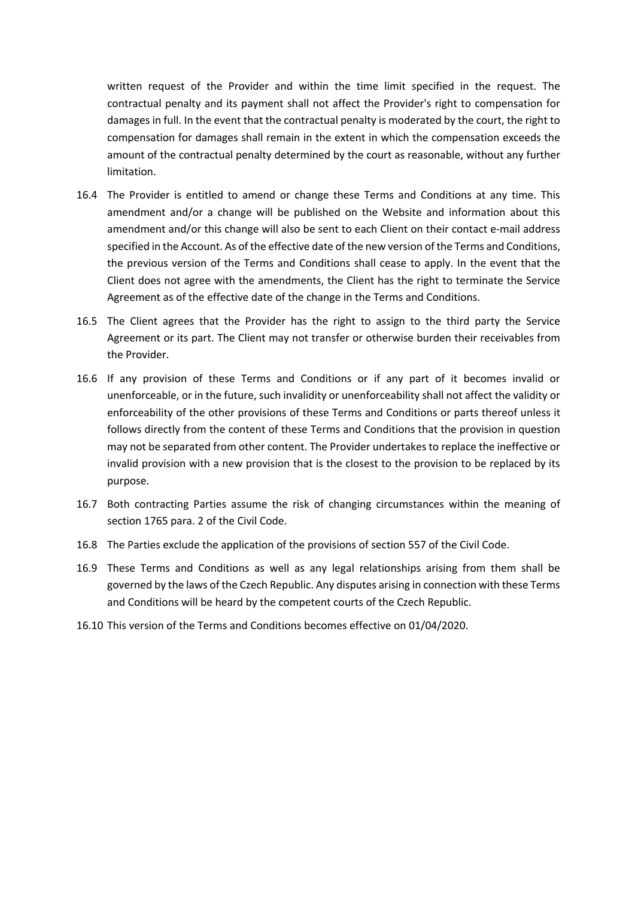written request of the Provider and within the time limit specified in the request. The contractual penalty and its payment shall not affect the Provider's right to compensation for damages in full. In the event that the contractual penalty is moderated by the court, the right to compensation for damages shall remain in the extent in which the compensation exceeds the amount of the contractual penalty determined by the court as reasonable, without any further limitation.

16.4 The Provider is entitled to amend or change these Terms and Conditions at any time. This amendment and/or a change will be published on the Website and information about this amendment and/or this change will also be sent to each Client on their contact e-mail address specified in the Account. As of the effective date of the new version of the Terms and Conditions, the previous version of the Terms and Conditions shall cease to apply. In the event that the Client does not agree with the amendments, the Client has the right to terminate the Service Agreement as of the effective date of the change in the Terms and Conditions.

16.5 The Client agrees that the Provider has the right to assign to the third party the Service Agreement or its part. The Client may not transfer or otherwise burden their receivables from the Provider.

16.6 If any provision of these Terms and Conditions or if any part of it becomes invalid or unenforceable, or in the future, such invalidity or unenforceability shall not affect the validity or enforceability of the other provisions of these Terms and Conditions or parts thereof unless it follows directly from the content of these Terms and Conditions that the provision in question may not be separated from other content. The Provider undertakes to replace the ineffective or invalid provision with a new provision that is the closest to the provision to be replaced by its purpose.

16.7 Both contracting Parties assume the risk of changing circumstances within the meaning of section 1765 para. 2 of the Civil Code.

16.8 The Parties exclude the application of the provisions of section 557 of the Civil Code.

16.9 These Terms and Conditions as well as any legal relationships arising from them shall be governed by the laws of the Czech Republic. Any disputes arising in connection with these Terms and Conditions will be heard by the competent courts of the Czech Republic.

16.10 This version of the Terms and Conditions becomes effective on 01/04/2020.